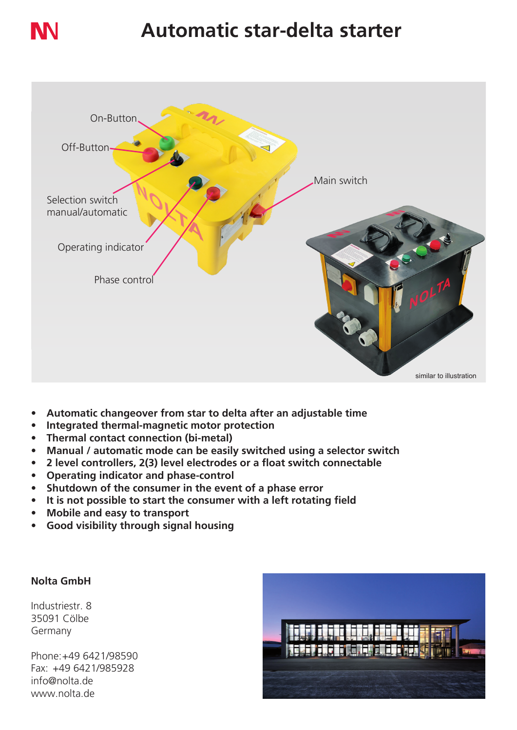# Automatic star-delta starter

On-Button

Off-Button

Selection switch manual/automatic

Operating indicator

Phase control

Main switch

similar to illustration

- **Automatic changeover from star to delta after an adjustable time**
- **Integrated thermal-magnetic motor protection**
- **Thermal contact connection (bi-metal)**
- **Manual / automatic mode can be easily switched using a selector switch**
- **2 level controllers, 2(3) level electrodes or a float switch connectable**
- **Operating indicator and phase-control**
- **Shutdown of the consumer in the event of a phase error**
- **It is not possible to start the consumer with a left rotating field**
- **Mobile and easy to transport**
- **Good visibility through signal housing**

**Nolta GmbH**

Industriestr. 8
35091 Cölbe
Germany

Phone:+49 6421/98590
Fax: +49 6421/985928
info@nolta.de
www.nolta.de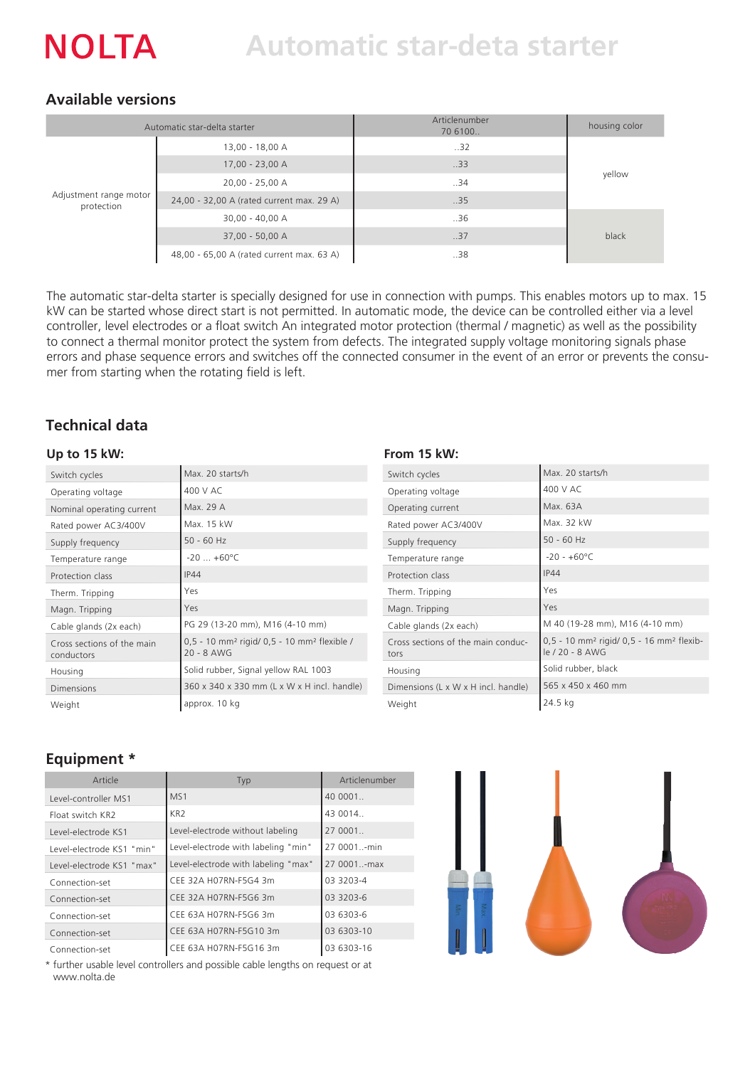# NOLTA

# Automatic star-deta starter

## Available versions

| Automatic star-delta starter | | Articlenumber 70 6100.. | housing color |
|---|---|---|---|
| Adjustment range motor protection | 13,00 - 18,00 A | ..32 | yellow |
| | 17,00 - 23,00 A | ..33 | |
| | 20,00 - 25,00 A | ..34 | |
| | 24,00 - 32,00 A (rated current max. 29 A) | ..35 | |
| | 30,00 - 40,00 A | ..36 | black |
| | 37,00 - 50,00 A | ..37 | |
| | 48,00 - 65,00 A (rated current max. 63 A) | ..38 | |

The automatic star-delta starter is specially designed for use in connection with pumps. This enables motors up to max. 15 kW can be started whose direct start is not permitted. In automatic mode, the device can be controlled either via a level controller, level electrodes or a float switch An integrated motor protection (thermal / magnetic) as well as the possibility to connect a thermal monitor protect the system from defects. The integrated supply voltage monitoring signals phase errors and phase sequence errors and switches off the connected consumer in the event of an error or prevents the consumer from starting when the rotating field is left.

## Technical data

### Up to 15 kW:

| | |
|---|---|
| Switch cycles | Max. 20 starts/h |
| Operating voltage | 400 V AC |
| Nominal operating current | Max. 29 A |
| Rated power AC3/400V | Max. 15 kW |
| Supply frequency | 50 - 60 Hz |
| Temperature range | -20 ... +60°C |
| Protection class | IP44 |
| Therm. Tripping | Yes |
| Magn. Tripping | Yes |
| Cable glands (2x each) | PG 29 (13-20 mm), M16 (4-10 mm) |
| Cross sections of the main conductors | 0,5 - 10 mm² rigid/ 0,5 - 10 mm² flexible / 20 - 8 AWG |
| Housing | Solid rubber, Signal yellow RAL 1003 |
| Dimensions | 360 x 340 x 330 mm (L x W x H incl. handle) |
| Weight | approx. 10 kg |

### From 15 kW:

| | |
|---|---|
| Switch cycles | Max. 20 starts/h |
| Operating voltage | 400 V AC |
| Operating current | Max. 63A |
| Rated power AC3/400V | Max. 32 kW |
| Supply frequency | 50 - 60 Hz |
| Temperature range | -20 - +60°C |
| Protection class | IP44 |
| Therm. Tripping | Yes |
| Magn. Tripping | Yes |
| Cable glands (2x each) | M 40 (19-28 mm), M16 (4-10 mm) |
| Cross sections of the main conductors | 0,5 - 10 mm² rigid/ 0,5 - 16 mm² flexible / 20 - 8 AWG |
| Housing | Solid rubber, black |
| Dimensions (L x W x H incl. handle) | 565 x 450 x 460 mm |
| Weight | 24.5 kg |

## Equipment *

| Article | Typ | Articlenumber |
|---|---|---|
| Level-controller MS1 | MS1 | 40 0001.. |
| Float switch KR2 | KR2 | 43 0014.. |
| Level-electrode KS1 | Level-electrode without labeling | 27 0001.. |
| Level-electrode KS1 "min" | Level-electrode with labeling "min" | 27 0001..-min |
| Level-electrode KS1 "max" | Level-electrode with labeling "max" | 27 0001..-max |
| Connection-set | CEE 32A H07RN-F5G4 3m | 03 3203-4 |
| Connection-set | CEE 32A H07RN-F5G6 3m | 03 3203-6 |
| Connection-set | CEE 63A H07RN-F5G6 3m | 03 6303-6 |
| Connection-set | CEE 63A H07RN-F5G10 3m | 03 6303-10 |
| Connection-set | CEE 63A H07RN-F5G16 3m | 03 6303-16 |

* further usable level controllers and possible cable lengths on request or at www.nolta.de